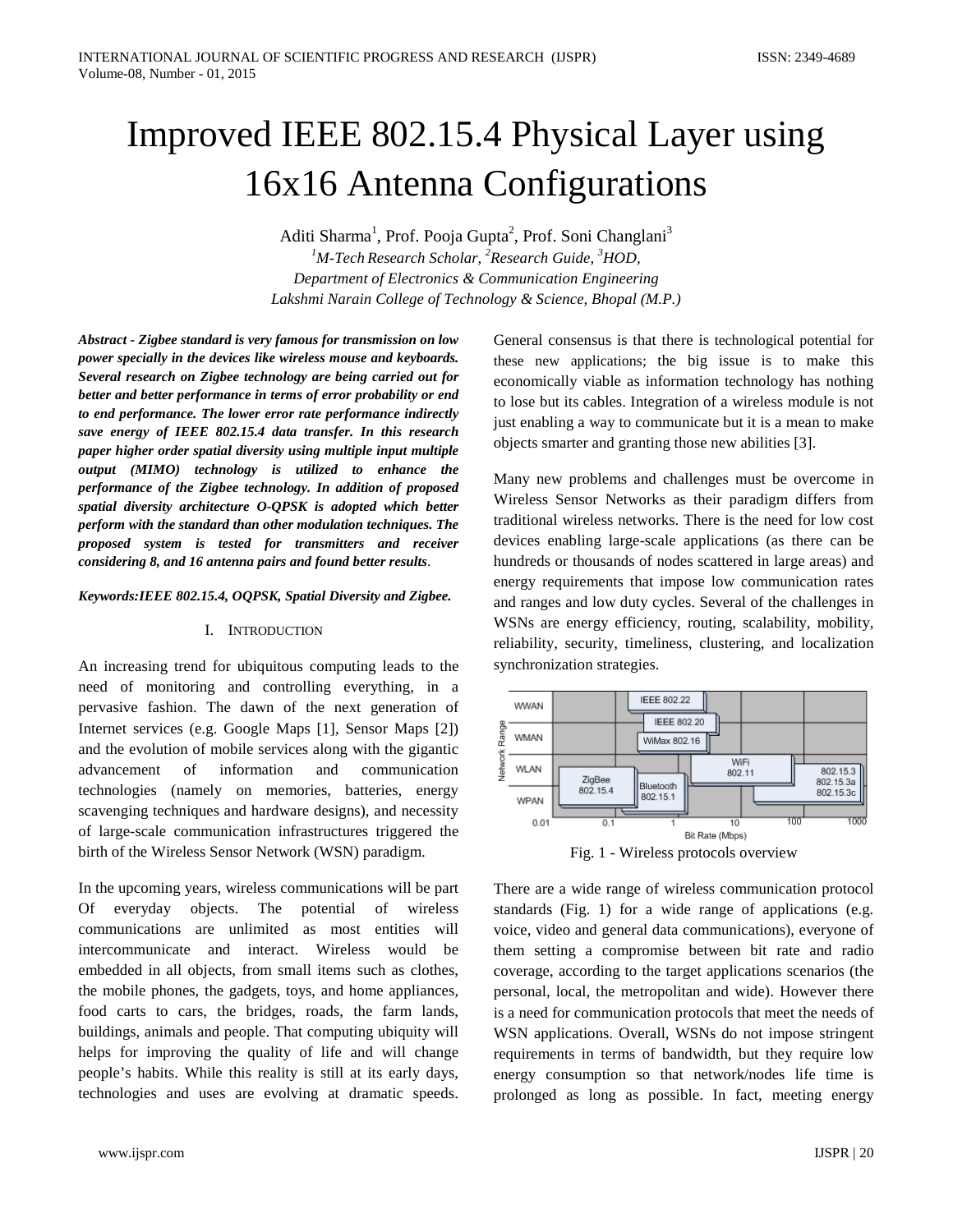# Improved IEEE 802.15.4 Physical Layer using 16x16 Antenna Configurations

Aditi Sharma[1], Prof. Pooja Gupta[2], Prof. Soni Changlani[3]

*[1]M-Tech Research Scholar, [2]Research Guide, [3]HOD,*
*Department of Electronics & Communication Engineering*
*Lakshmi Narain College of Technology & Science, Bhopal (M.P.)*

***Abstract - Zigbee standard is very famous for transmission on low power specially in the devices like wireless mouse and keyboards. Several research on Zigbee technology are being carried out for better and better performance in terms of error probability or end to end performance. The lower error rate performance indirectly save energy of IEEE 802.15.4 data transfer. In this research paper higher order spatial diversity using multiple input multiple output (MIMO) technology is utilized to enhance the performance of the Zigbee technology. In addition of proposed spatial diversity architecture O-QPSK is adopted which better perform with the standard than other modulation techniques. The proposed system is tested for transmitters and receiver considering 8, and 16 antenna pairs and found better results*.

***Keywords:IEEE 802.15.4, OQPSK, Spatial Diversity and Zigbee.***

## I. INTRODUCTION

An increasing trend for ubiquitous computing leads to the need of monitoring and controlling everything, in a pervasive fashion. The dawn of the next generation of Internet services (e.g. Google Maps [1], Sensor Maps [2]) and the evolution of mobile services along with the gigantic advancement of information and communication technologies (namely on memories, batteries, energy scavenging techniques and hardware designs), and necessity of large-scale communication infrastructures triggered the birth of the Wireless Sensor Network (WSN) paradigm.

In the upcoming years, wireless communications will be part Of everyday objects. The potential of wireless communications are unlimited as most entities will intercommunicate and interact. Wireless would be embedded in all objects, from small items such as clothes, the mobile phones, the gadgets, toys, and home appliances, food carts to cars, the bridges, roads, the farm lands, buildings, animals and people. That computing ubiquity will helps for improving the quality of life and will change people's habits. While this reality is still at its early days, technologies and uses are evolving at dramatic speeds. General consensus is that there is technological potential for these new applications; the big issue is to make this economically viable as information technology has nothing to lose but its cables. Integration of a wireless module is not just enabling a way to communicate but it is a mean to make objects smarter and granting those new abilities [3].

Many new problems and challenges must be overcome in Wireless Sensor Networks as their paradigm differs from traditional wireless networks. There is the need for low cost devices enabling large-scale applications (as there can be hundreds or thousands of nodes scattered in large areas) and energy requirements that impose low communication rates and ranges and low duty cycles. Several of the challenges in WSNs are energy efficiency, routing, scalability, mobility, reliability, security, timeliness, clustering, and localization synchronization strategies.

Fig. 1 - Wireless protocols overview

There are a wide range of wireless communication protocol standards (Fig. 1) for a wide range of applications (e.g. voice, video and general data communications), everyone of them setting a compromise between bit rate and radio coverage, according to the target applications scenarios (the personal, local, the metropolitan and wide). However there is a need for communication protocols that meet the needs of WSN applications. Overall, WSNs do not impose stringent requirements in terms of bandwidth, but they require low energy consumption so that network/nodes life time is prolonged as long as possible. In fact, meeting energy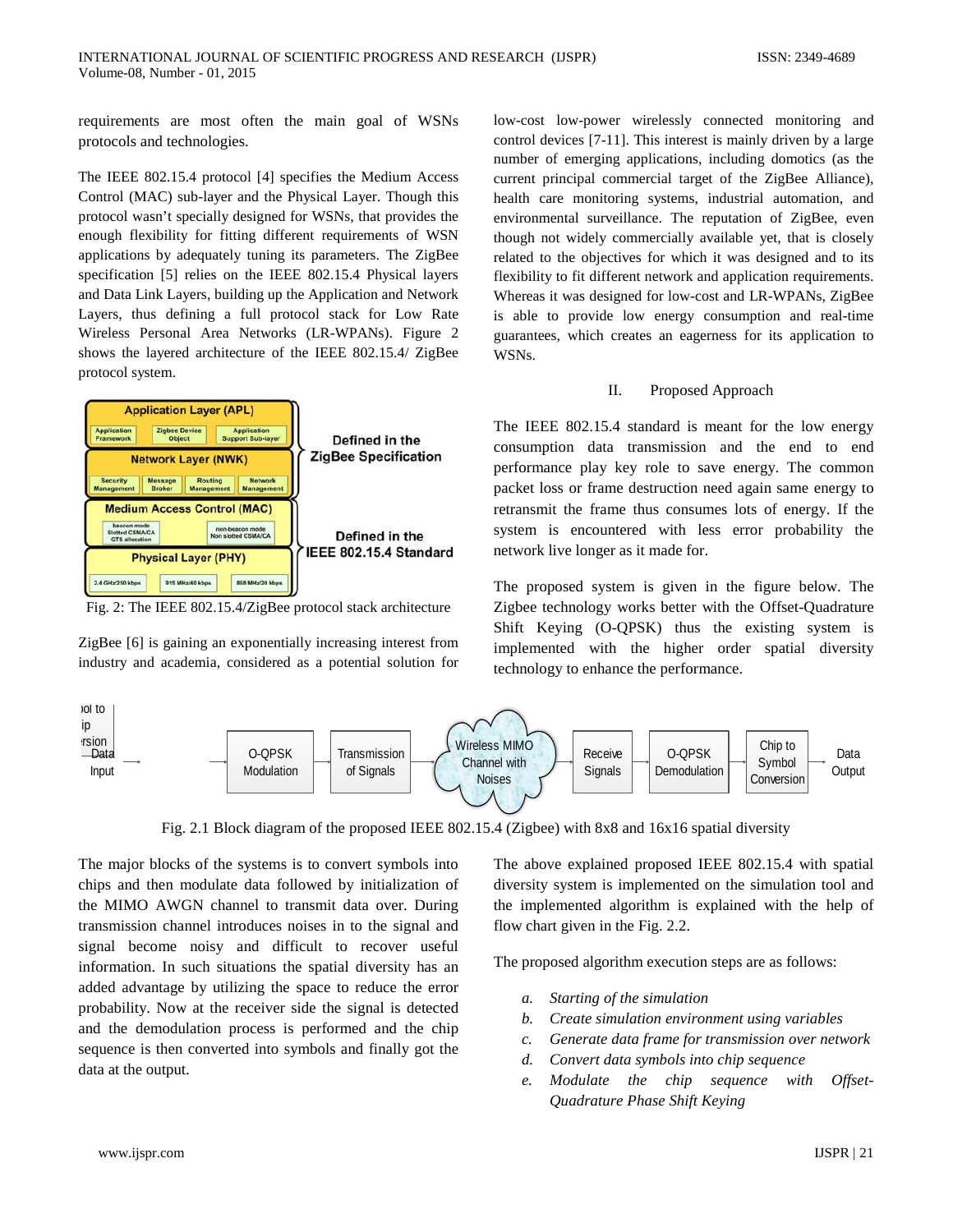requirements are most often the main goal of WSNs protocols and technologies.

The IEEE 802.15.4 protocol [4] specifies the Medium Access Control (MAC) sub-layer and the Physical Layer. Though this protocol wasn't specially designed for WSNs, that provides the enough flexibility for fitting different requirements of WSN applications by adequately tuning its parameters. The ZigBee specification [5] relies on the IEEE 802.15.4 Physical layers and Data Link Layers, building up the Application and Network Layers, thus defining a full protocol stack for Low Rate Wireless Personal Area Networks (LR-WPANs). Figure 2 shows the layered architecture of the IEEE 802.15.4/ ZigBee protocol system.

Fig. 2: The IEEE 802.15.4/ZigBee protocol stack architecture

ZigBee [6] is gaining an exponentially increasing interest from industry and academia, considered as a potential solution for low-cost low-power wirelessly connected monitoring and control devices [7-11]. This interest is mainly driven by a large number of emerging applications, including domotics (as the current principal commercial target of the ZigBee Alliance), health care monitoring systems, industrial automation, and environmental surveillance. The reputation of ZigBee, even though not widely commercially available yet, that is closely related to the objectives for which it was designed and to its flexibility to fit different network and application requirements. Whereas it was designed for low-cost and LR-WPANs, ZigBee is able to provide low energy consumption and real-time guarantees, which creates an eagerness for its application to WSNs.

## II. Proposed Approach

The IEEE 802.15.4 standard is meant for the low energy consumption data transmission and the end to end performance play key role to save energy. The common packet loss or frame destruction need again same energy to retransmit the frame thus consumes lots of energy. If the system is encountered with less error probability the network live longer as it made for.

The proposed system is given in the figure below. The Zigbee technology works better with the Offset-Quadrature Shift Keying (O-QPSK) thus the existing system is implemented with the higher order spatial diversity technology to enhance the performance.

Fig. 2.1 Block diagram of the proposed IEEE 802.15.4 (Zigbee) with 8x8 and 16x16 spatial diversity

The major blocks of the systems is to convert symbols into chips and then modulate data followed by initialization of the MIMO AWGN channel to transmit data over. During transmission channel introduces noises in to the signal and signal become noisy and difficult to recover useful information. In such situations the spatial diversity has an added advantage by utilizing the space to reduce the error probability. Now at the receiver side the signal is detected and the demodulation process is performed and the chip sequence is then converted into symbols and finally got the data at the output.

The above explained proposed IEEE 802.15.4 with spatial diversity system is implemented on the simulation tool and the implemented algorithm is explained with the help of flow chart given in the Fig. 2.2.

The proposed algorithm execution steps are as follows:

a. *Starting of the simulation*
b. *Create simulation environment using variables*
c. *Generate data frame for transmission over network*
d. *Convert data symbols into chip sequence*
e. *Modulate the chip sequence with Offset-Quadrature Phase Shift Keying*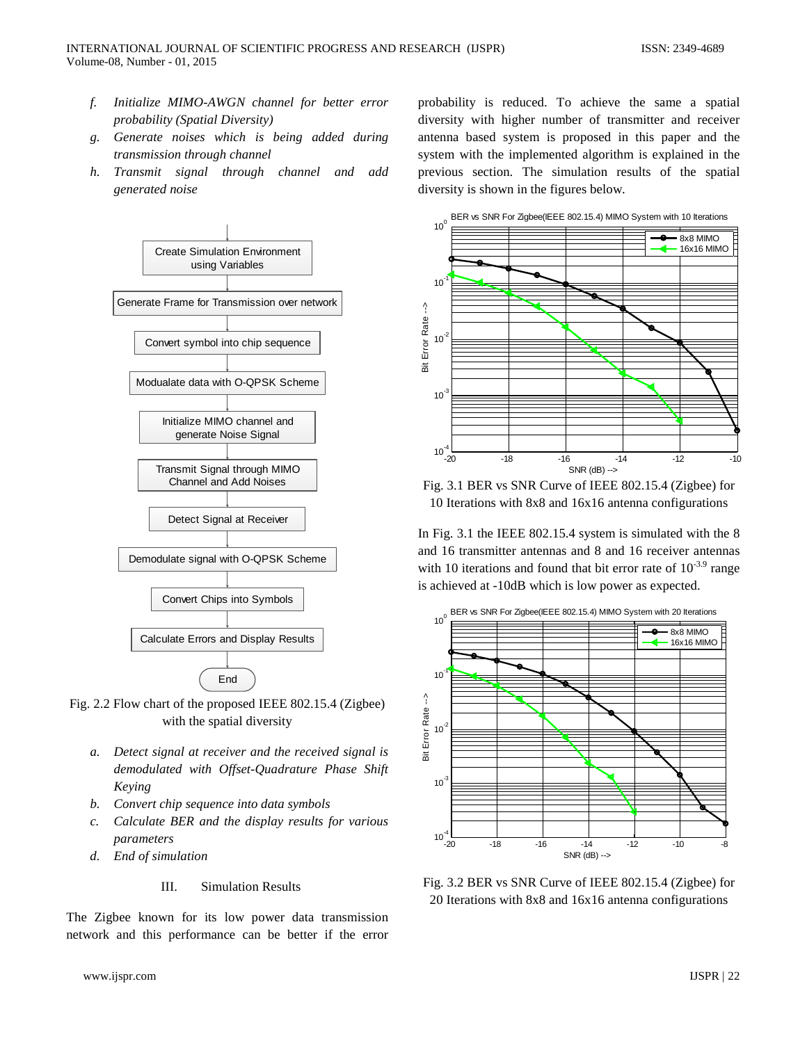f. *Initialize MIMO-AWGN channel for better error probability (Spatial Diversity)*
g. *Generate noises which is being added during transmission through channel*
h. *Transmit signal through channel and add generated noise*

Fig. 2.2 Flow chart of the proposed IEEE 802.15.4 (Zigbee) with the spatial diversity

a. *Detect signal at receiver and the received signal is demodulated with Offset-Quadrature Phase Shift Keying*
b. *Convert chip sequence into data symbols*
c. *Calculate BER and the display results for various parameters*
d. *End of simulation*

## III. Simulation Results

The Zigbee known for its low power data transmission network and this performance can be better if the error probability is reduced. To achieve the same a spatial diversity with higher number of transmitter and receiver antenna based system is proposed in this paper and the system with the implemented algorithm is explained in the previous section. The simulation results of the spatial diversity is shown in the figures below.

Fig. 3.1 BER vs SNR Curve of IEEE 802.15.4 (Zigbee) for 10 Iterations with 8x8 and 16x16 antenna configurations

In Fig. 3.1 the IEEE 802.15.4 system is simulated with the 8 and 16 transmitter antennas and 8 and 16 receiver antennas with 10 iterations and found that bit error rate of $10^{-3.9}$ range is achieved at -10dB which is low power as expected.

Fig. 3.2 BER vs SNR Curve of IEEE 802.15.4 (Zigbee) for 20 Iterations with 8x8 and 16x16 antenna configurations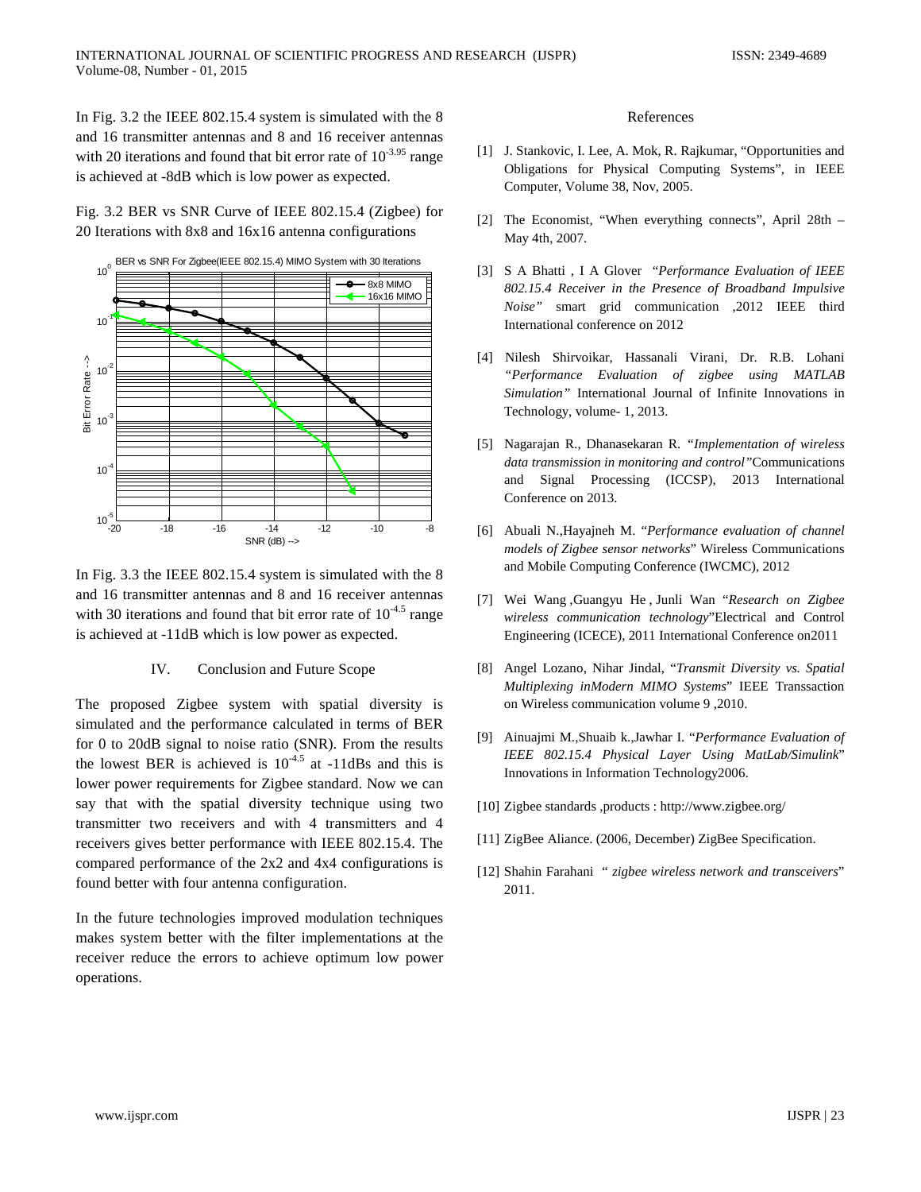In Fig. 3.2 the IEEE 802.15.4 system is simulated with the 8 and 16 transmitter antennas and 8 and 16 receiver antennas with 20 iterations and found that bit error rate of $10^{-3.95}$ range is achieved at -8dB which is low power as expected.

Fig. 3.2 BER vs SNR Curve of IEEE 802.15.4 (Zigbee) for 20 Iterations with 8x8 and 16x16 antenna configurations

BER vs SNR For Zigbee(IEEE 802.15.4) MIMO System with 30 Iterations

8x8 MIMO
16x16 MIMO

Bit Error Rate -->

$10^{0}$
$10^{-1}$
$10^{-2}$
$10^{-3}$
$10^{-4}$
$10^{-5}$

-20 -18 -16 -14 -12 -10 -8

SNR (dB) -->

In Fig. 3.3 the IEEE 802.15.4 system is simulated with the 8 and 16 transmitter antennas and 8 and 16 receiver antennas with 30 iterations and found that bit error rate of $10^{-4.5}$ range is achieved at -11dB which is low power as expected.

## IV. Conclusion and Future Scope

The proposed Zigbee system with spatial diversity is simulated and the performance calculated in terms of BER for 0 to 20dB signal to noise ratio (SNR). From the results the lowest BER is achieved is $10^{-4.5}$ at -11dBs and this is lower power requirements for Zigbee standard. Now we can say that with the spatial diversity technique using two transmitter two receivers and with 4 transmitters and 4 receivers gives better performance with IEEE 802.15.4. The compared performance of the 2x2 and 4x4 configurations is found better with four antenna configuration.

In the future technologies improved modulation techniques makes system better with the filter implementations at the receiver reduce the errors to achieve optimum low power operations.

## References

[1] J. Stankovic, I. Lee, A. Mok, R. Rajkumar, "Opportunities and Obligations for Physical Computing Systems", in IEEE Computer, Volume 38, Nov, 2005.

[2] The Economist, "When everything connects", April 28th – May 4th, 2007.

[3] S A Bhatti , I A Glover *"Performance Evaluation of IEEE 802.15.4 Receiver in the Presence of Broadband Impulsive Noise"* smart grid communication ,2012 IEEE third International conference on 2012

[4] Nilesh Shirvoikar, Hassanali Virani, Dr. R.B. Lohani *"Performance Evaluation of zigbee using MATLAB Simulation"* International Journal of Infinite Innovations in Technology, volume- 1, 2013.

[5] Nagarajan R., Dhanasekaran R. *"Implementation of wireless data transmission in monitoring and control"*Communications and Signal Processing (ICCSP), 2013 International Conference on 2013.

[6] Abuali N.,Hayajneh M. "*Performance evaluation of channel models of Zigbee sensor networks*" Wireless Communications and Mobile Computing Conference (IWCMC), 2012

[7] Wei Wang ,Guangyu He , Junli Wan "*Research on Zigbee wireless communication technology*"Electrical and Control Engineering (ICECE), 2011 International Conference on2011

[8] Angel Lozano, Nihar Jindal, "*Transmit Diversity vs. Spatial Multiplexing inModern MIMO Systems*" IEEE Transsaction on Wireless communication volume 9 ,2010.

[9] Ainuajmi M.,Shuaib k.,Jawhar I. "*Performance Evaluation of IEEE 802.15.4 Physical Layer Using MatLab/Simulink*" Innovations in Information Technology2006.

[10] Zigbee standards ,products : http://www.zigbee.org/

[11] ZigBee Aliance. (2006, December) ZigBee Specification.

[12] Shahin Farahani " *zigbee wireless network and transceivers*" 2011.